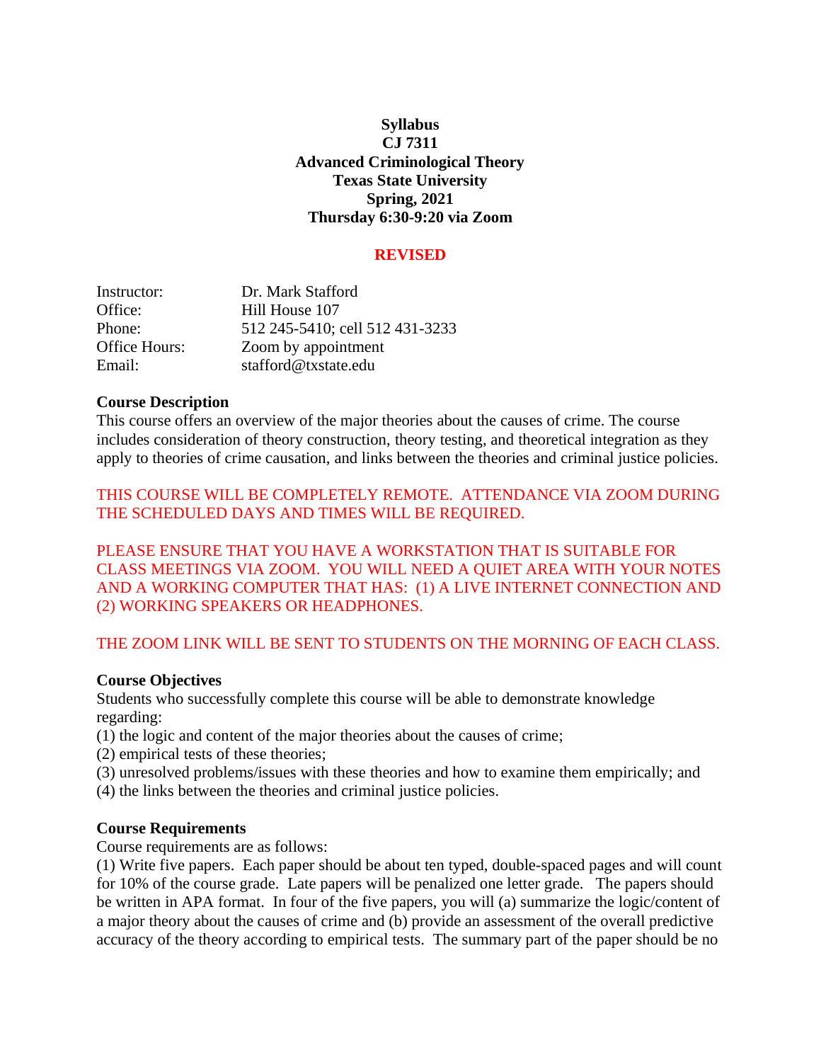# Syllabus
# CJ 7311
# Advanced Criminological Theory
# Texas State University
# Spring, 2021
# Thursday 6:30-9:20 via Zoom

**REVISED**

| | |
|---|---|
| Instructor: | Dr. Mark Stafford |
| Office: | Hill House 107 |
| Phone: | 512 245-5410; cell 512 431-3233 |
| Office Hours: | Zoom by appointment |
| Email: | stafford@txstate.edu |

**Course Description**

This course offers an overview of the major theories about the causes of crime. The course includes consideration of theory construction, theory testing, and theoretical integration as they apply to theories of crime causation, and links between the theories and criminal justice policies.

THIS COURSE WILL BE COMPLETELY REMOTE. ATTENDANCE VIA ZOOM DURING THE SCHEDULED DAYS AND TIMES WILL BE REQUIRED.

PLEASE ENSURE THAT YOU HAVE A WORKSTATION THAT IS SUITABLE FOR CLASS MEETINGS VIA ZOOM. YOU WILL NEED A QUIET AREA WITH YOUR NOTES AND A WORKING COMPUTER THAT HAS: (1) A LIVE INTERNET CONNECTION AND (2) WORKING SPEAKERS OR HEADPHONES.

THE ZOOM LINK WILL BE SENT TO STUDENTS ON THE MORNING OF EACH CLASS.

**Course Objectives**

Students who successfully complete this course will be able to demonstrate knowledge regarding:

(1) the logic and content of the major theories about the causes of crime;
(2) empirical tests of these theories;
(3) unresolved problems/issues with these theories and how to examine them empirically; and
(4) the links between the theories and criminal justice policies.

**Course Requirements**

Course requirements are as follows:

(1) Write five papers. Each paper should be about ten typed, double-spaced pages and will count for 10% of the course grade. Late papers will be penalized one letter grade. The papers should be written in APA format. In four of the five papers, you will (a) summarize the logic/content of a major theory about the causes of crime and (b) provide an assessment of the overall predictive accuracy of the theory according to empirical tests. The summary part of the paper should be no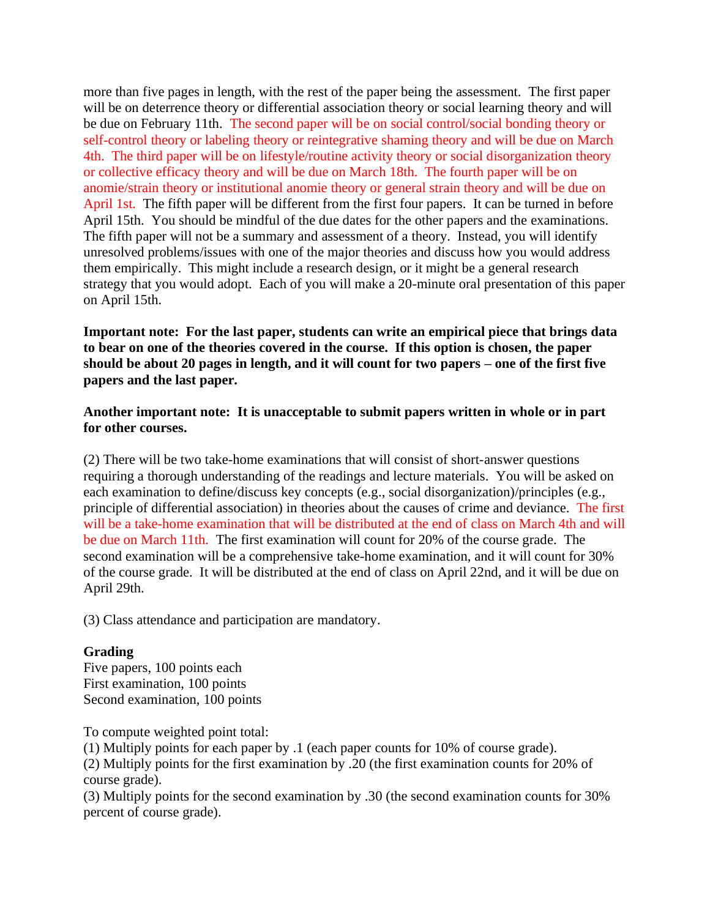more than five pages in length, with the rest of the paper being the assessment. The first paper will be on deterrence theory or differential association theory or social learning theory and will be due on February 11th. The second paper will be on social control/social bonding theory or self-control theory or labeling theory or reintegrative shaming theory and will be due on March 4th. The third paper will be on lifestyle/routine activity theory or social disorganization theory or collective efficacy theory and will be due on March 18th. The fourth paper will be on anomie/strain theory or institutional anomie theory or general strain theory and will be due on April 1st. The fifth paper will be different from the first four papers. It can be turned in before April 15th. You should be mindful of the due dates for the other papers and the examinations. The fifth paper will not be a summary and assessment of a theory. Instead, you will identify unresolved problems/issues with one of the major theories and discuss how you would address them empirically. This might include a research design, or it might be a general research strategy that you would adopt. Each of you will make a 20-minute oral presentation of this paper on April 15th.

**Important note: For the last paper, students can write an empirical piece that brings data to bear on one of the theories covered in the course. If this option is chosen, the paper should be about 20 pages in length, and it will count for two papers – one of the first five papers and the last paper.**

**Another important note: It is unacceptable to submit papers written in whole or in part for other courses.**

(2) There will be two take-home examinations that will consist of short-answer questions requiring a thorough understanding of the readings and lecture materials. You will be asked on each examination to define/discuss key concepts (e.g., social disorganization)/principles (e.g., principle of differential association) in theories about the causes of crime and deviance. The first will be a take-home examination that will be distributed at the end of class on March 4th and will be due on March 11th. The first examination will count for 20% of the course grade. The second examination will be a comprehensive take-home examination, and it will count for 30% of the course grade. It will be distributed at the end of class on April 22nd, and it will be due on April 29th.

(3) Class attendance and participation are mandatory.

**Grading**

Five papers, 100 points each
First examination, 100 points
Second examination, 100 points

To compute weighted point total:
(1) Multiply points for each paper by .1 (each paper counts for 10% of course grade).
(2) Multiply points for the first examination by .20 (the first examination counts for 20% of course grade).
(3) Multiply points for the second examination by .30 (the second examination counts for 30% percent of course grade).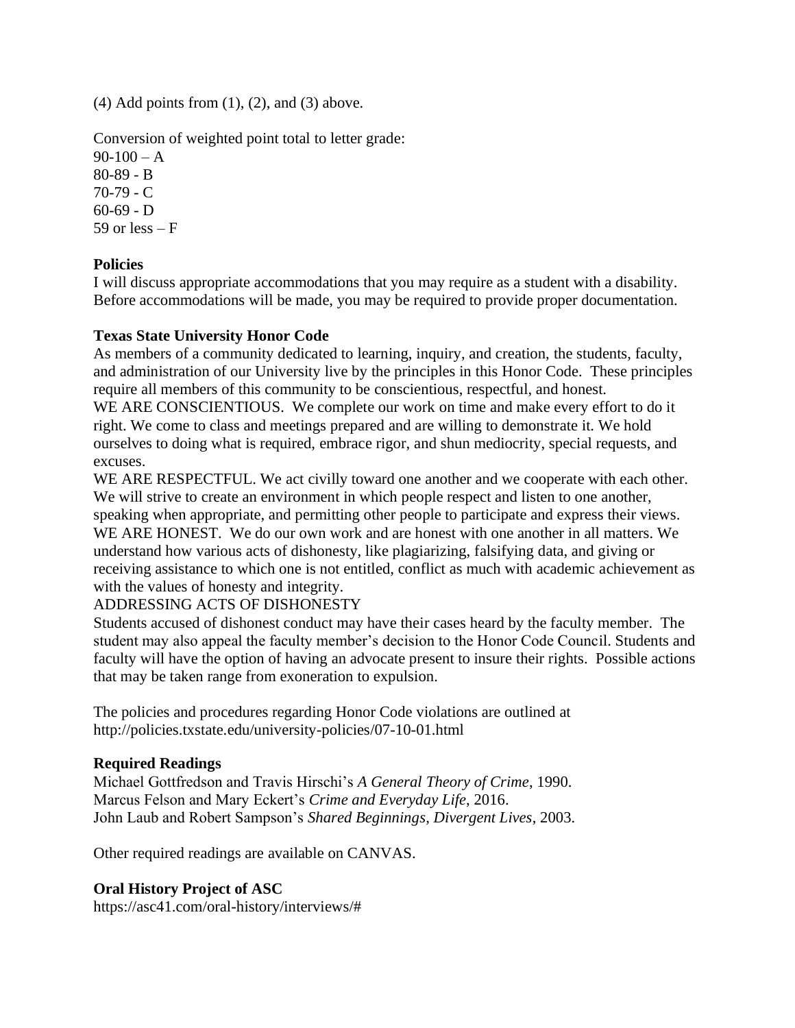(4) Add points from (1), (2), and (3) above.

Conversion of weighted point total to letter grade:
90-100 – A
80-89 - B
70-79 - C
60-69 - D
59 or less – F

**Policies**
I will discuss appropriate accommodations that you may require as a student with a disability. Before accommodations will be made, you may be required to provide proper documentation.

**Texas State University Honor Code**
As members of a community dedicated to learning, inquiry, and creation, the students, faculty, and administration of our University live by the principles in this Honor Code. These principles require all members of this community to be conscientious, respectful, and honest.
WE ARE CONSCIENTIOUS. We complete our work on time and make every effort to do it right. We come to class and meetings prepared and are willing to demonstrate it. We hold ourselves to doing what is required, embrace rigor, and shun mediocrity, special requests, and excuses.
WE ARE RESPECTFUL. We act civilly toward one another and we cooperate with each other. We will strive to create an environment in which people respect and listen to one another, speaking when appropriate, and permitting other people to participate and express their views.
WE ARE HONEST. We do our own work and are honest with one another in all matters. We understand how various acts of dishonesty, like plagiarizing, falsifying data, and giving or receiving assistance to which one is not entitled, conflict as much with academic achievement as with the values of honesty and integrity.
ADDRESSING ACTS OF DISHONESTY
Students accused of dishonest conduct may have their cases heard by the faculty member. The student may also appeal the faculty member's decision to the Honor Code Council. Students and faculty will have the option of having an advocate present to insure their rights. Possible actions that may be taken range from exoneration to expulsion.

The policies and procedures regarding Honor Code violations are outlined at http://policies.txstate.edu/university-policies/07-10-01.html

**Required Readings**
Michael Gottfredson and Travis Hirschi's *A General Theory of Crime*, 1990.
Marcus Felson and Mary Eckert's *Crime and Everyday Life*, 2016.
John Laub and Robert Sampson's *Shared Beginnings, Divergent Lives*, 2003.

Other required readings are available on CANVAS.

**Oral History Project of ASC**
https://asc41.com/oral-history/interviews/#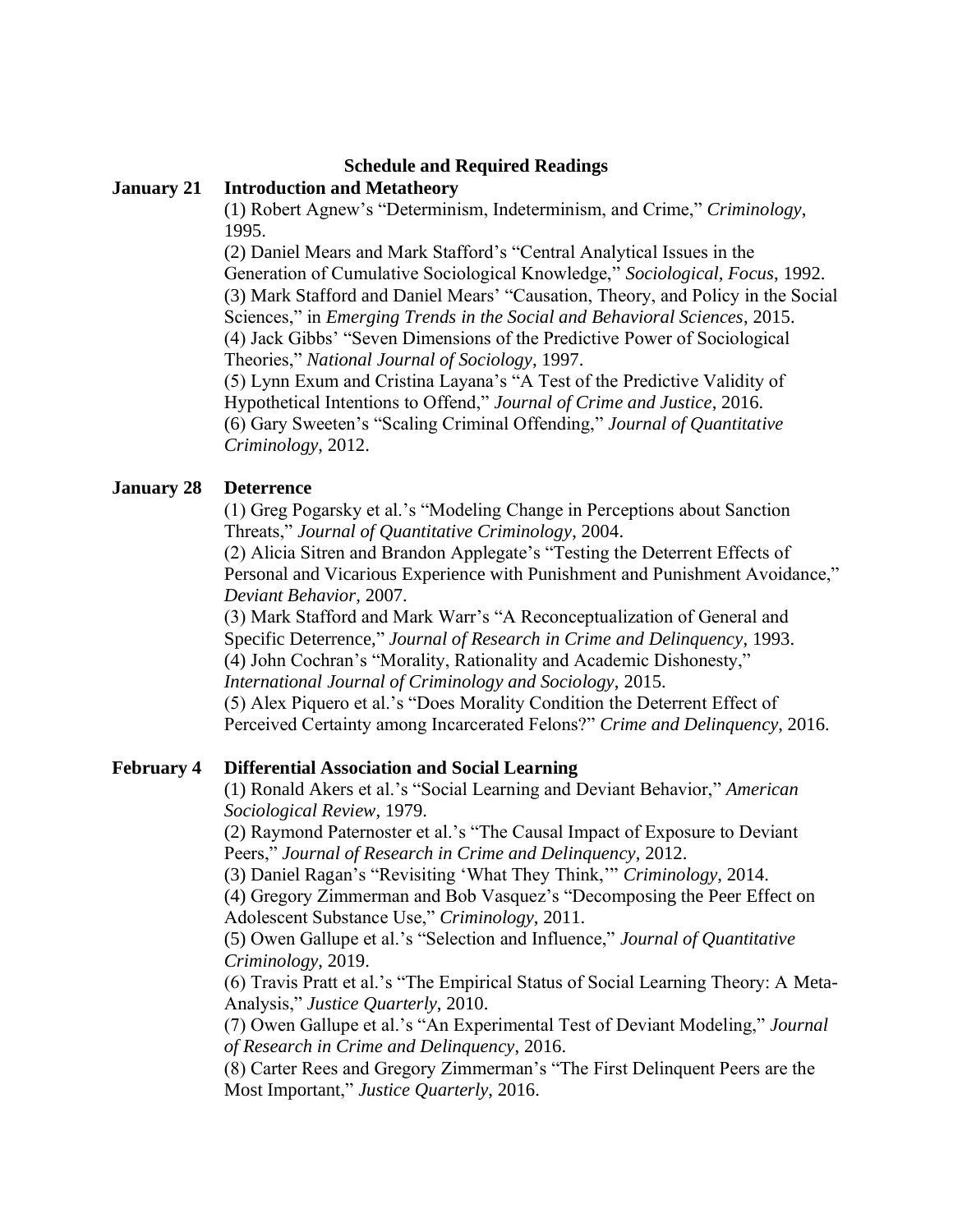## Schedule and Required Readings

**January 21** **Introduction and Metatheory**

(1) Robert Agnew's "Determinism, Indeterminism, and Crime," *Criminology*, 1995.
(2) Daniel Mears and Mark Stafford's "Central Analytical Issues in the Generation of Cumulative Sociological Knowledge," *Sociological, Focus*, 1992.
(3) Mark Stafford and Daniel Mears' "Causation, Theory, and Policy in the Social Sciences," in *Emerging Trends in the Social and Behavioral Sciences*, 2015.
(4) Jack Gibbs' "Seven Dimensions of the Predictive Power of Sociological Theories," *National Journal of Sociology*, 1997.
(5) Lynn Exum and Cristina Layana's "A Test of the Predictive Validity of Hypothetical Intentions to Offend," *Journal of Crime and Justice*, 2016.
(6) Gary Sweeten's "Scaling Criminal Offending," *Journal of Quantitative Criminology*, 2012.

**January 28** **Deterrence**

(1) Greg Pogarsky et al.'s "Modeling Change in Perceptions about Sanction Threats," *Journal of Quantitative Criminology*, 2004.
(2) Alicia Sitren and Brandon Applegate's "Testing the Deterrent Effects of Personal and Vicarious Experience with Punishment and Punishment Avoidance," *Deviant Behavior*, 2007.
(3) Mark Stafford and Mark Warr's "A Reconceptualization of General and Specific Deterrence," *Journal of Research in Crime and Delinquency*, 1993.
(4) John Cochran's "Morality, Rationality and Academic Dishonesty," *International Journal of Criminology and Sociology*, 2015.
(5) Alex Piquero et al.'s "Does Morality Condition the Deterrent Effect of Perceived Certainty among Incarcerated Felons?" *Crime and Delinquency*, 2016.

**February 4** **Differential Association and Social Learning**

(1) Ronald Akers et al.'s "Social Learning and Deviant Behavior," *American Sociological Review*, 1979.
(2) Raymond Paternoster et al.'s "The Causal Impact of Exposure to Deviant Peers," *Journal of Research in Crime and Delinquency*, 2012.
(3) Daniel Ragan's "Revisiting 'What They Think,'" *Criminology*, 2014.
(4) Gregory Zimmerman and Bob Vasquez's "Decomposing the Peer Effect on Adolescent Substance Use," *Criminology*, 2011.
(5) Owen Gallupe et al.'s "Selection and Influence," *Journal of Quantitative Criminology*, 2019.
(6) Travis Pratt et al.'s "The Empirical Status of Social Learning Theory: A Meta-Analysis," *Justice Quarterly*, 2010.
(7) Owen Gallupe et al.'s "An Experimental Test of Deviant Modeling," *Journal of Research in Crime and Delinquency*, 2016.
(8) Carter Rees and Gregory Zimmerman's "The First Delinquent Peers are the Most Important," *Justice Quarterly*, 2016.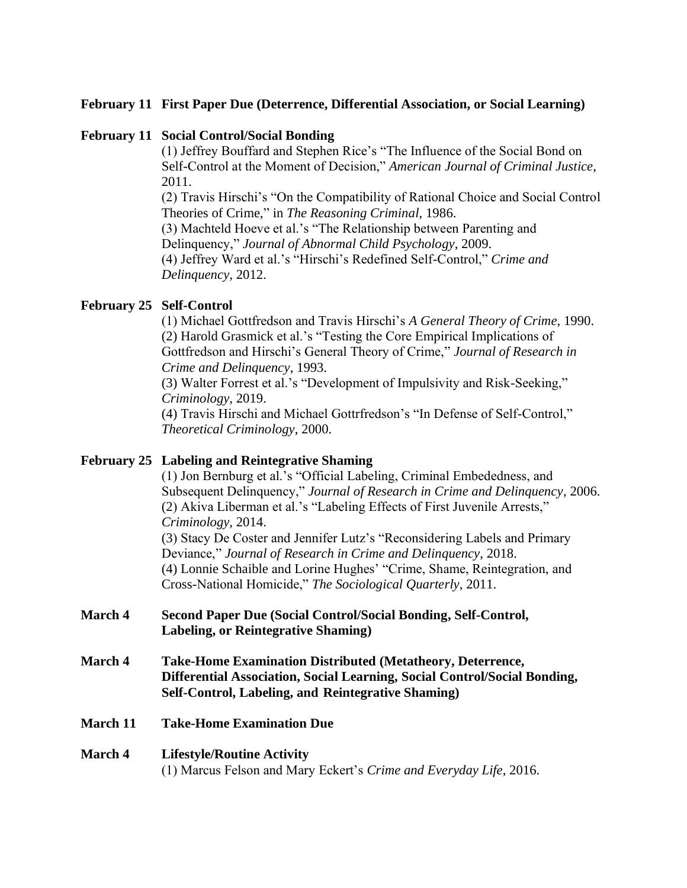**February 11 First Paper Due (Deterrence, Differential Association, or Social Learning)**

**February 11 Social Control/Social Bonding**

(1) Jeffrey Bouffard and Stephen Rice's "The Influence of the Social Bond on Self-Control at the Moment of Decision," *American Journal of Criminal Justice*, 2011.
(2) Travis Hirschi's "On the Compatibility of Rational Choice and Social Control Theories of Crime," in *The Reasoning Criminal*, 1986.
(3) Machteld Hoeve et al.'s "The Relationship between Parenting and Delinquency," *Journal of Abnormal Child Psychology*, 2009.
(4) Jeffrey Ward et al.'s "Hirschi's Redefined Self-Control," *Crime and Delinquency*, 2012.

**February 25 Self-Control**

(1) Michael Gottfredson and Travis Hirschi's *A General Theory of Crime*, 1990.
(2) Harold Grasmick et al.'s "Testing the Core Empirical Implications of Gottfredson and Hirschi's General Theory of Crime," *Journal of Research in Crime and Delinquency*, 1993.
(3) Walter Forrest et al.'s "Development of Impulsivity and Risk-Seeking," *Criminology*, 2019.
(4) Travis Hirschi and Michael Gottrfredson's "In Defense of Self-Control," *Theoretical Criminology*, 2000.

**February 25 Labeling and Reintegrative Shaming**

(1) Jon Bernburg et al.'s "Official Labeling, Criminal Embededness, and Subsequent Delinquency," *Journal of Research in Crime and Delinquency*, 2006.
(2) Akiva Liberman et al.'s "Labeling Effects of First Juvenile Arrests," *Criminology*, 2014.
(3) Stacy De Coster and Jennifer Lutz's "Reconsidering Labels and Primary Deviance," *Journal of Research in Crime and Delinquency*, 2018.
(4) Lonnie Schaible and Lorine Hughes' "Crime, Shame, Reintegration, and Cross-National Homicide," *The Sociological Quarterly*, 2011.

**March 4 Second Paper Due (Social Control/Social Bonding, Self-Control, Labeling, or Reintegrative Shaming)**

**March 4 Take-Home Examination Distributed (Metatheory, Deterrence, Differential Association, Social Learning, Social Control/Social Bonding, Self-Control, Labeling, and Reintegrative Shaming)**

**March 11 Take-Home Examination Due**

**March 4 Lifestyle/Routine Activity**

(1) Marcus Felson and Mary Eckert's *Crime and Everyday Life*, 2016.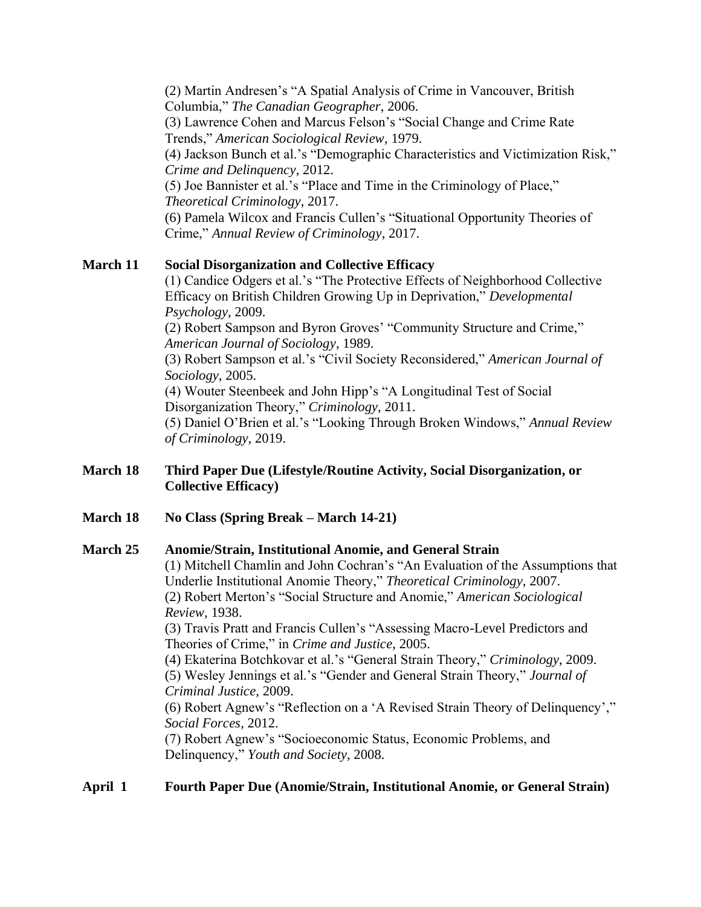(2) Martin Andresen's "A Spatial Analysis of Crime in Vancouver, British Columbia," *The Canadian Geographer*, 2006.
(3) Lawrence Cohen and Marcus Felson's "Social Change and Crime Rate Trends," *American Sociological Review*, 1979.
(4) Jackson Bunch et al.'s "Demographic Characteristics and Victimization Risk," *Crime and Delinquency*, 2012.
(5) Joe Bannister et al.'s "Place and Time in the Criminology of Place," *Theoretical Criminology*, 2017.
(6) Pamela Wilcox and Francis Cullen's "Situational Opportunity Theories of Crime," *Annual Review of Criminology*, 2017.

**March 11** **Social Disorganization and Collective Efficacy**
(1) Candice Odgers et al.'s "The Protective Effects of Neighborhood Collective Efficacy on British Children Growing Up in Deprivation," *Developmental Psychology*, 2009.
(2) Robert Sampson and Byron Groves' "Community Structure and Crime," *American Journal of Sociology*, 1989.
(3) Robert Sampson et al.'s "Civil Society Reconsidered," *American Journal of Sociology*, 2005.
(4) Wouter Steenbeek and John Hipp's "A Longitudinal Test of Social Disorganization Theory," *Criminology*, 2011.
(5) Daniel O'Brien et al.'s "Looking Through Broken Windows," *Annual Review of Criminology*, 2019.

**March 18** **Third Paper Due (Lifestyle/Routine Activity, Social Disorganization, or Collective Efficacy)**

**March 18** **No Class (Spring Break – March 14-21)**

**March 25** **Anomie/Strain, Institutional Anomie, and General Strain**
(1) Mitchell Chamlin and John Cochran's "An Evaluation of the Assumptions that Underlie Institutional Anomie Theory," *Theoretical Criminology*, 2007.
(2) Robert Merton's "Social Structure and Anomie," *American Sociological Review*, 1938.
(3) Travis Pratt and Francis Cullen's "Assessing Macro-Level Predictors and Theories of Crime," in *Crime and Justice*, 2005.
(4) Ekaterina Botchkovar et al.'s "General Strain Theory," *Criminology*, 2009.
(5) Wesley Jennings et al.'s "Gender and General Strain Theory," *Journal of Criminal Justice*, 2009.
(6) Robert Agnew's "Reflection on a 'A Revised Strain Theory of Delinquency'," *Social Forces*, 2012.
(7) Robert Agnew's "Socioeconomic Status, Economic Problems, and Delinquency," *Youth and Society*, 2008.

**April 1** **Fourth Paper Due (Anomie/Strain, Institutional Anomie, or General Strain)**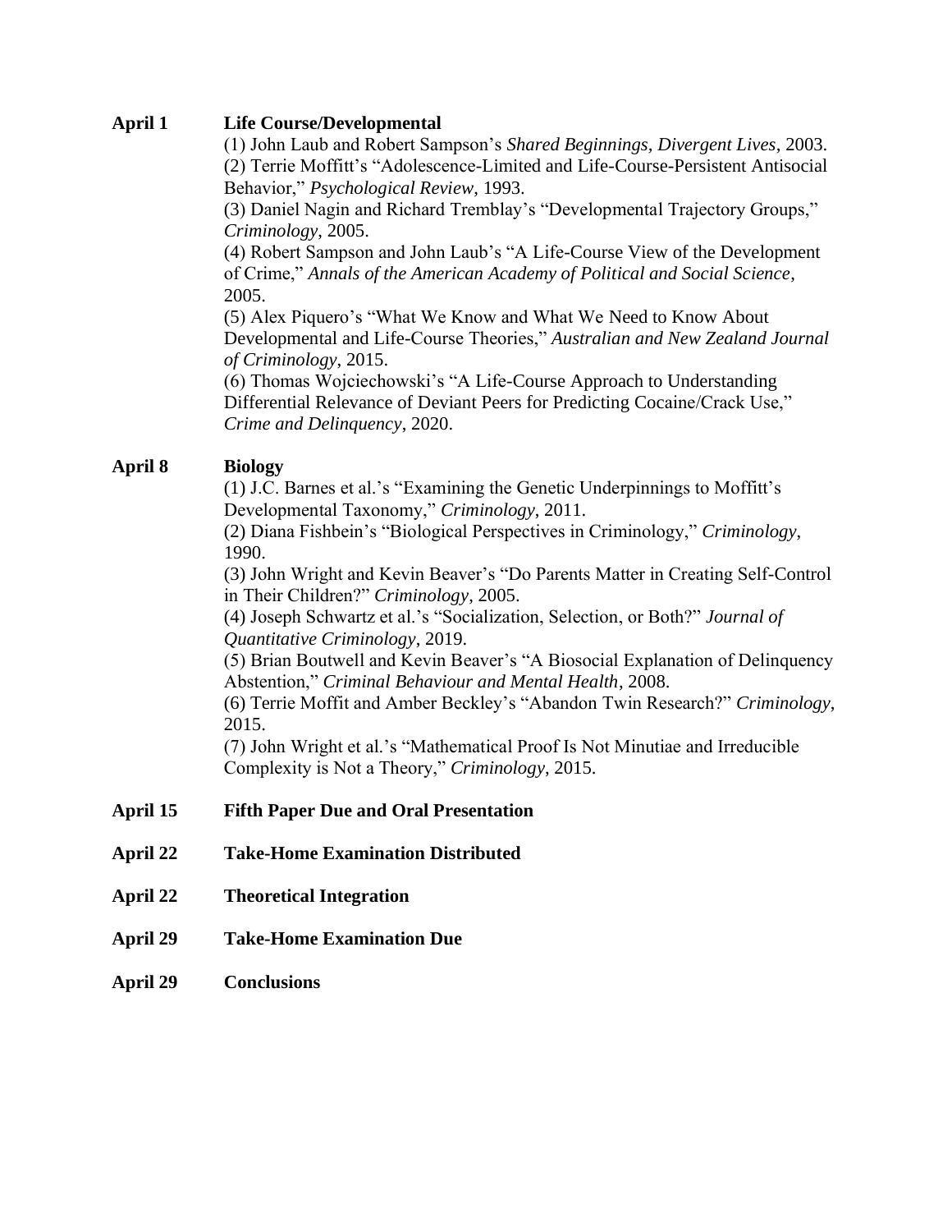**April 1** **Life Course/Developmental**

(1) John Laub and Robert Sampson's *Shared Beginnings, Divergent Lives*, 2003.
(2) Terrie Moffitt's "Adolescence-Limited and Life-Course-Persistent Antisocial Behavior," *Psychological Review*, 1993.
(3) Daniel Nagin and Richard Tremblay's "Developmental Trajectory Groups," *Criminology*, 2005.
(4) Robert Sampson and John Laub's "A Life-Course View of the Development of Crime," *Annals of the American Academy of Political and Social Science*, 2005.
(5) Alex Piquero's "What We Know and What We Need to Know About Developmental and Life-Course Theories," *Australian and New Zealand Journal of Criminology*, 2015.
(6) Thomas Wojciechowski's "A Life-Course Approach to Understanding Differential Relevance of Deviant Peers for Predicting Cocaine/Crack Use," *Crime and Delinquency*, 2020.

**April 8** **Biology**

(1) J.C. Barnes et al.'s "Examining the Genetic Underpinnings to Moffitt's Developmental Taxonomy," *Criminology*, 2011.
(2) Diana Fishbein's "Biological Perspectives in Criminology," *Criminology*, 1990.
(3) John Wright and Kevin Beaver's "Do Parents Matter in Creating Self-Control in Their Children?" *Criminology*, 2005.
(4) Joseph Schwartz et al.'s "Socialization, Selection, or Both?" *Journal of Quantitative Criminology*, 2019.
(5) Brian Boutwell and Kevin Beaver's "A Biosocial Explanation of Delinquency Abstention," *Criminal Behaviour and Mental Health*, 2008.
(6) Terrie Moffit and Amber Beckley's "Abandon Twin Research?" *Criminology*, 2015.
(7) John Wright et al.'s "Mathematical Proof Is Not Minutiae and Irreducible Complexity is Not a Theory," *Criminology*, 2015.

**April 15** **Fifth Paper Due and Oral Presentation**

**April 22** **Take-Home Examination Distributed**

**April 22** **Theoretical Integration**

**April 29** **Take-Home Examination Due**

**April 29** **Conclusions**